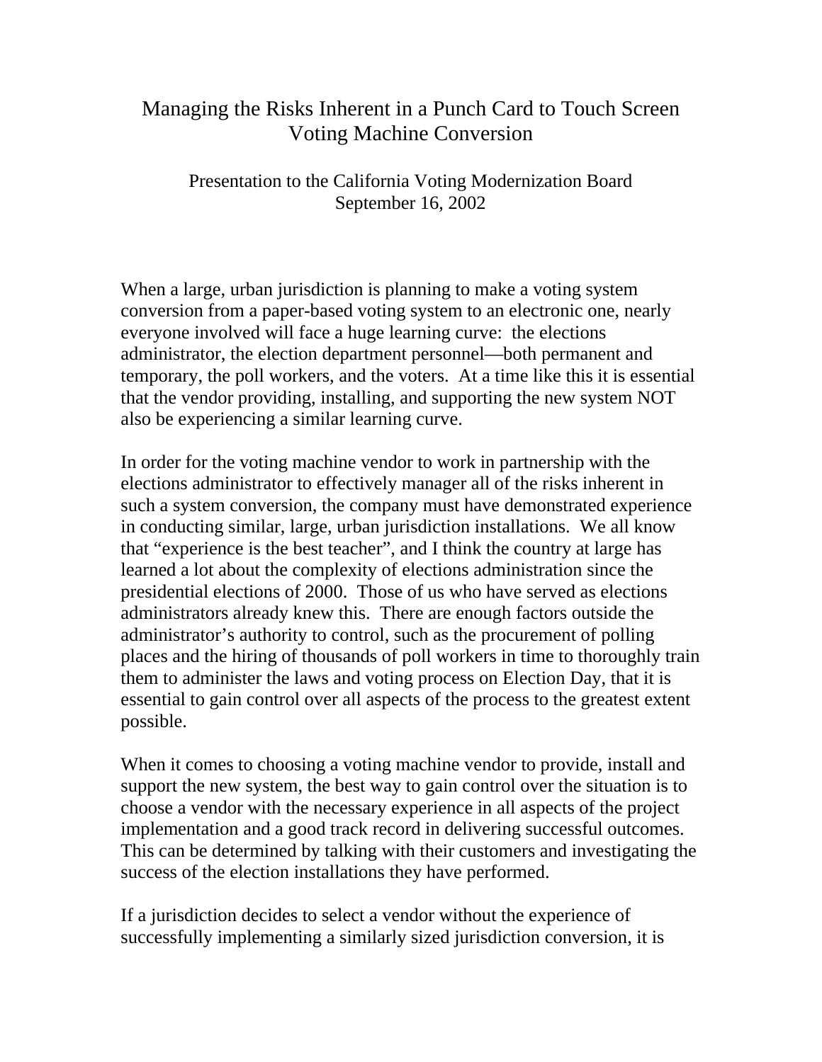# Managing the Risks Inherent in a Punch Card to Touch Screen Voting Machine Conversion

Presentation to the California Voting Modernization Board
September 16, 2002

When a large, urban jurisdiction is planning to make a voting system conversion from a paper-based voting system to an electronic one, nearly everyone involved will face a huge learning curve: the elections administrator, the election department personnel—both permanent and temporary, the poll workers, and the voters. At a time like this it is essential that the vendor providing, installing, and supporting the new system NOT also be experiencing a similar learning curve.

In order for the voting machine vendor to work in partnership with the elections administrator to effectively manager all of the risks inherent in such a system conversion, the company must have demonstrated experience in conducting similar, large, urban jurisdiction installations. We all know that "experience is the best teacher", and I think the country at large has learned a lot about the complexity of elections administration since the presidential elections of 2000. Those of us who have served as elections administrators already knew this. There are enough factors outside the administrator's authority to control, such as the procurement of polling places and the hiring of thousands of poll workers in time to thoroughly train them to administer the laws and voting process on Election Day, that it is essential to gain control over all aspects of the process to the greatest extent possible.

When it comes to choosing a voting machine vendor to provide, install and support the new system, the best way to gain control over the situation is to choose a vendor with the necessary experience in all aspects of the project implementation and a good track record in delivering successful outcomes. This can be determined by talking with their customers and investigating the success of the election installations they have performed.

If a jurisdiction decides to select a vendor without the experience of successfully implementing a similarly sized jurisdiction conversion, it is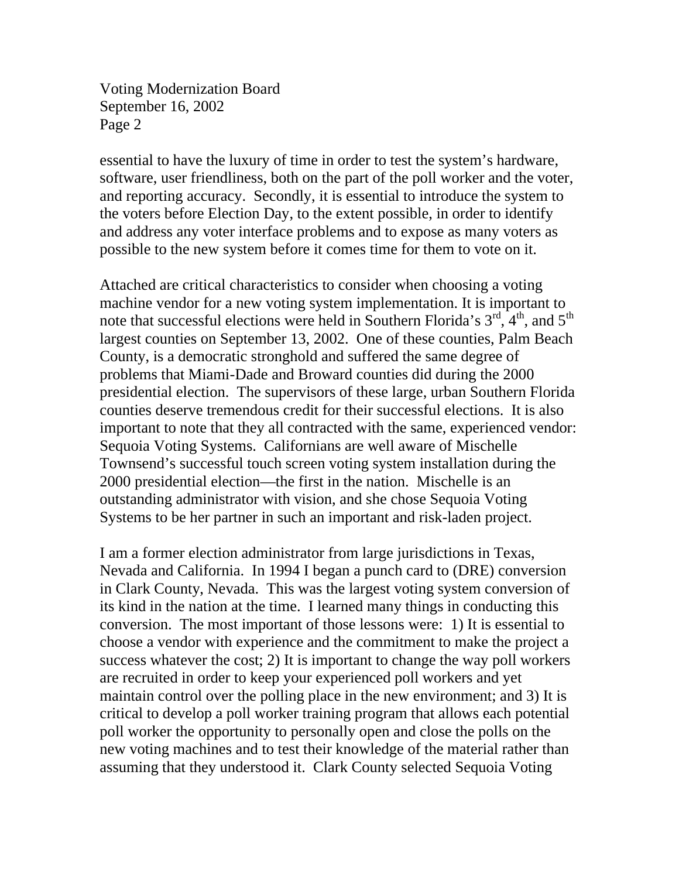essential to have the luxury of time in order to test the system's hardware, software, user friendliness, both on the part of the poll worker and the voter, and reporting accuracy. Secondly, it is essential to introduce the system to the voters before Election Day, to the extent possible, in order to identify and address any voter interface problems and to expose as many voters as possible to the new system before it comes time for them to vote on it.

Attached are critical characteristics to consider when choosing a voting machine vendor for a new voting system implementation. It is important to note that successful elections were held in Southern Florida's 3rd, 4th, and 5th largest counties on September 13, 2002. One of these counties, Palm Beach County, is a democratic stronghold and suffered the same degree of problems that Miami-Dade and Broward counties did during the 2000 presidential election. The supervisors of these large, urban Southern Florida counties deserve tremendous credit for their successful elections. It is also important to note that they all contracted with the same, experienced vendor: Sequoia Voting Systems. Californians are well aware of Mischelle Townsend's successful touch screen voting system installation during the 2000 presidential election—the first in the nation. Mischelle is an outstanding administrator with vision, and she chose Sequoia Voting Systems to be her partner in such an important and risk-laden project.

I am a former election administrator from large jurisdictions in Texas, Nevada and California. In 1994 I began a punch card to (DRE) conversion in Clark County, Nevada. This was the largest voting system conversion of its kind in the nation at the time. I learned many things in conducting this conversion. The most important of those lessons were: 1) It is essential to choose a vendor with experience and the commitment to make the project a success whatever the cost; 2) It is important to change the way poll workers are recruited in order to keep your experienced poll workers and yet maintain control over the polling place in the new environment; and 3) It is critical to develop a poll worker training program that allows each potential poll worker the opportunity to personally open and close the polls on the new voting machines and to test their knowledge of the material rather than assuming that they understood it. Clark County selected Sequoia Voting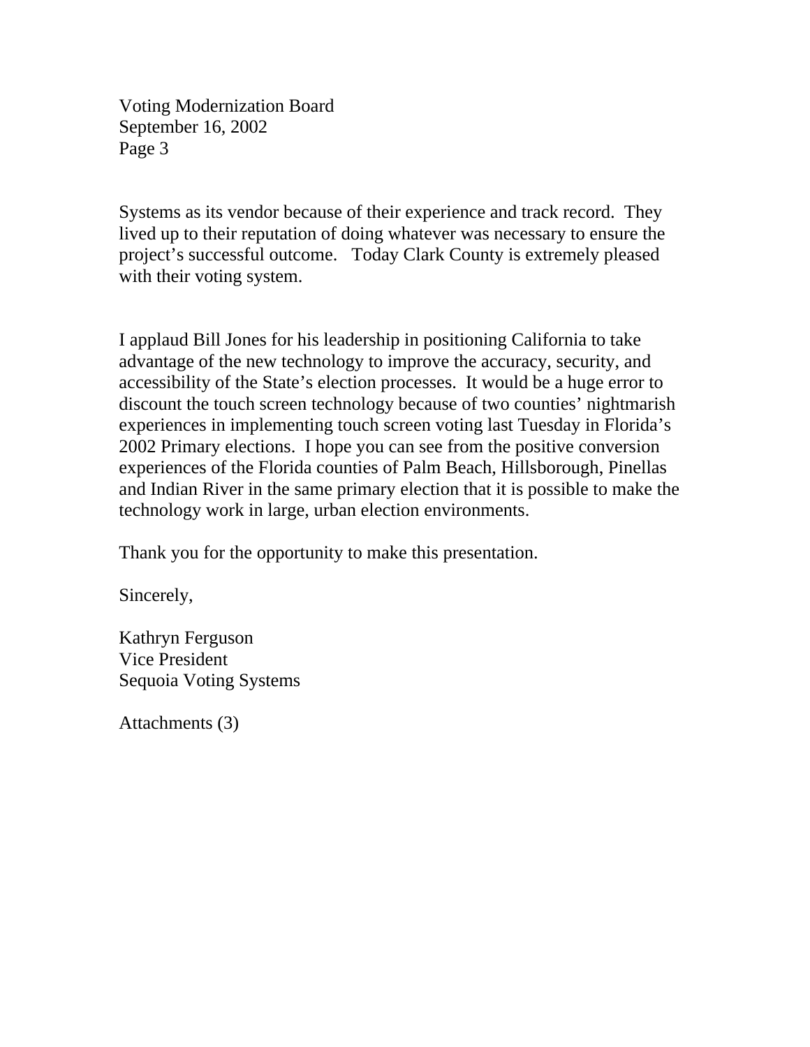Systems as its vendor because of their experience and track record. They lived up to their reputation of doing whatever was necessary to ensure the project's successful outcome. Today Clark County is extremely pleased with their voting system.

I applaud Bill Jones for his leadership in positioning California to take advantage of the new technology to improve the accuracy, security, and accessibility of the State's election processes. It would be a huge error to discount the touch screen technology because of two counties' nightmarish experiences in implementing touch screen voting last Tuesday in Florida's 2002 Primary elections. I hope you can see from the positive conversion experiences of the Florida counties of Palm Beach, Hillsborough, Pinellas and Indian River in the same primary election that it is possible to make the technology work in large, urban election environments.

Thank you for the opportunity to make this presentation.

Sincerely,

Kathryn Ferguson
Vice President
Sequoia Voting Systems

Attachments (3)